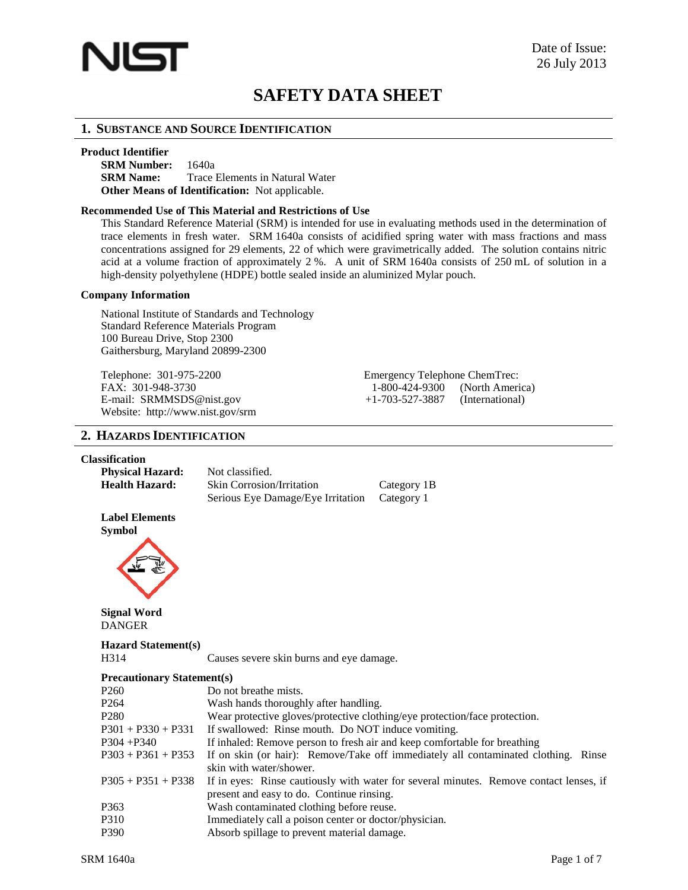Date of Issue:
26 July 2013

# SAFETY DATA SHEET

## 1. Substance and Source Identification

**Product Identifier**

**SRM Number:** 1640a
**SRM Name:** Trace Elements in Natural Water
**Other Means of Identification:** Not applicable.

**Recommended Use of This Material and Restrictions of Use**

This Standard Reference Material (SRM) is intended for use in evaluating methods used in the determination of trace elements in fresh water. SRM 1640a consists of acidified spring water with mass fractions and mass concentrations assigned for 29 elements, 22 of which were gravimetrically added. The solution contains nitric acid at a volume fraction of approximately 2 %. A unit of SRM 1640a consists of 250 mL of solution in a high-density polyethylene (HDPE) bottle sealed inside an aluminized Mylar pouch.

**Company Information**

National Institute of Standards and Technology
Standard Reference Materials Program
100 Bureau Drive, Stop 2300
Gaithersburg, Maryland 20899-2300

Telephone: 301-975-2200
FAX: 301-948-3730
E-mail: SRMMSDS@nist.gov
Website: http://www.nist.gov/srm

Emergency Telephone ChemTrec:
1-800-424-9300 (North America)
+1-703-527-3887 (International)

## 2. Hazards Identification

**Classification**

| | | |
|---|---|---|
| **Physical Hazard:** | Not classified. | |
| **Health Hazard:** | Skin Corrosion/Irritation | Category 1B |
| | Serious Eye Damage/Eye Irritation | Category 1 |

**Label Elements**

**Symbol**

**Signal Word**

DANGER

**Hazard Statement(s)**

| | |
|---|---|
| H314 | Causes severe skin burns and eye damage. |

**Precautionary Statement(s)**

| | |
|---|---|
| P260 | Do not breathe mists. |
| P264 | Wash hands thoroughly after handling. |
| P280 | Wear protective gloves/protective clothing/eye protection/face protection. |
| P301 + P330 + P331 | If swallowed: Rinse mouth. Do NOT induce vomiting. |
| P304 +P340 | If inhaled: Remove person to fresh air and keep comfortable for breathing |
| P303 + P361 + P353 | If on skin (or hair): Remove/Take off immediately all contaminated clothing. Rinse skin with water/shower. |
| P305 + P351 + P338 | If in eyes: Rinse cautiously with water for several minutes. Remove contact lenses, if present and easy to do. Continue rinsing. |
| P363 | Wash contaminated clothing before reuse. |
| P310 | Immediately call a poison center or doctor/physician. |
| P390 | Absorb spillage to prevent material damage. |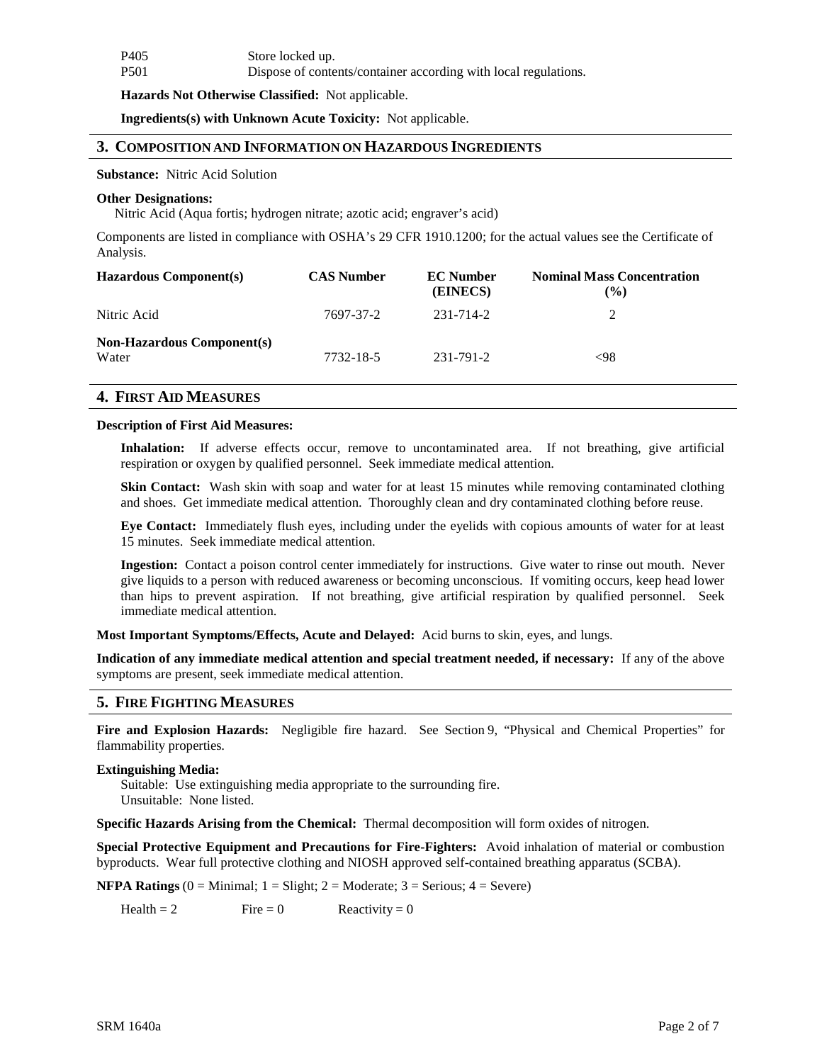| | |
|---|---|
| P405 | Store locked up. |
| P501 | Dispose of contents/container according with local regulations. |

**Hazards Not Otherwise Classified:** Not applicable.

**Ingredients(s) with Unknown Acute Toxicity:** Not applicable.

## 3. Composition and Information on Hazardous Ingredients

**Substance:** Nitric Acid Solution

**Other Designations:**
Nitric Acid (Aqua fortis; hydrogen nitrate; azotic acid; engraver's acid)

Components are listed in compliance with OSHA's 29 CFR 1910.1200; for the actual values see the Certificate of Analysis.

| Hazardous Component(s) | CAS Number | EC Number (EINECS) | Nominal Mass Concentration (%) |
|---|---|---|---|
| Nitric Acid | 7697-37-2 | 231-714-2 | 2 |
| **Non-Hazardous Component(s)** | | | |
| Water | 7732-18-5 | 231-791-2 | <98 |

## 4. First Aid Measures

**Description of First Aid Measures:**

**Inhalation:** If adverse effects occur, remove to uncontaminated area. If not breathing, give artificial respiration or oxygen by qualified personnel. Seek immediate medical attention.

**Skin Contact:** Wash skin with soap and water for at least 15 minutes while removing contaminated clothing and shoes. Get immediate medical attention. Thoroughly clean and dry contaminated clothing before reuse.

**Eye Contact:** Immediately flush eyes, including under the eyelids with copious amounts of water for at least 15 minutes. Seek immediate medical attention.

**Ingestion:** Contact a poison control center immediately for instructions. Give water to rinse out mouth. Never give liquids to a person with reduced awareness or becoming unconscious. If vomiting occurs, keep head lower than hips to prevent aspiration. If not breathing, give artificial respiration by qualified personnel. Seek immediate medical attention.

**Most Important Symptoms/Effects, Acute and Delayed:** Acid burns to skin, eyes, and lungs.

**Indication of any immediate medical attention and special treatment needed, if necessary:** If any of the above symptoms are present, seek immediate medical attention.

## 5. Fire Fighting Measures

**Fire and Explosion Hazards:** Negligible fire hazard. See Section 9, "Physical and Chemical Properties" for flammability properties.

**Extinguishing Media:**
Suitable: Use extinguishing media appropriate to the surrounding fire.
Unsuitable: None listed.

**Specific Hazards Arising from the Chemical:** Thermal decomposition will form oxides of nitrogen.

**Special Protective Equipment and Precautions for Fire-Fighters:** Avoid inhalation of material or combustion byproducts. Wear full protective clothing and NIOSH approved self-contained breathing apparatus (SCBA).

**NFPA Ratings** (0 = Minimal; 1 = Slight; 2 = Moderate; 3 = Serious; 4 = Severe)

Health = 2 Fire = 0 Reactivity = 0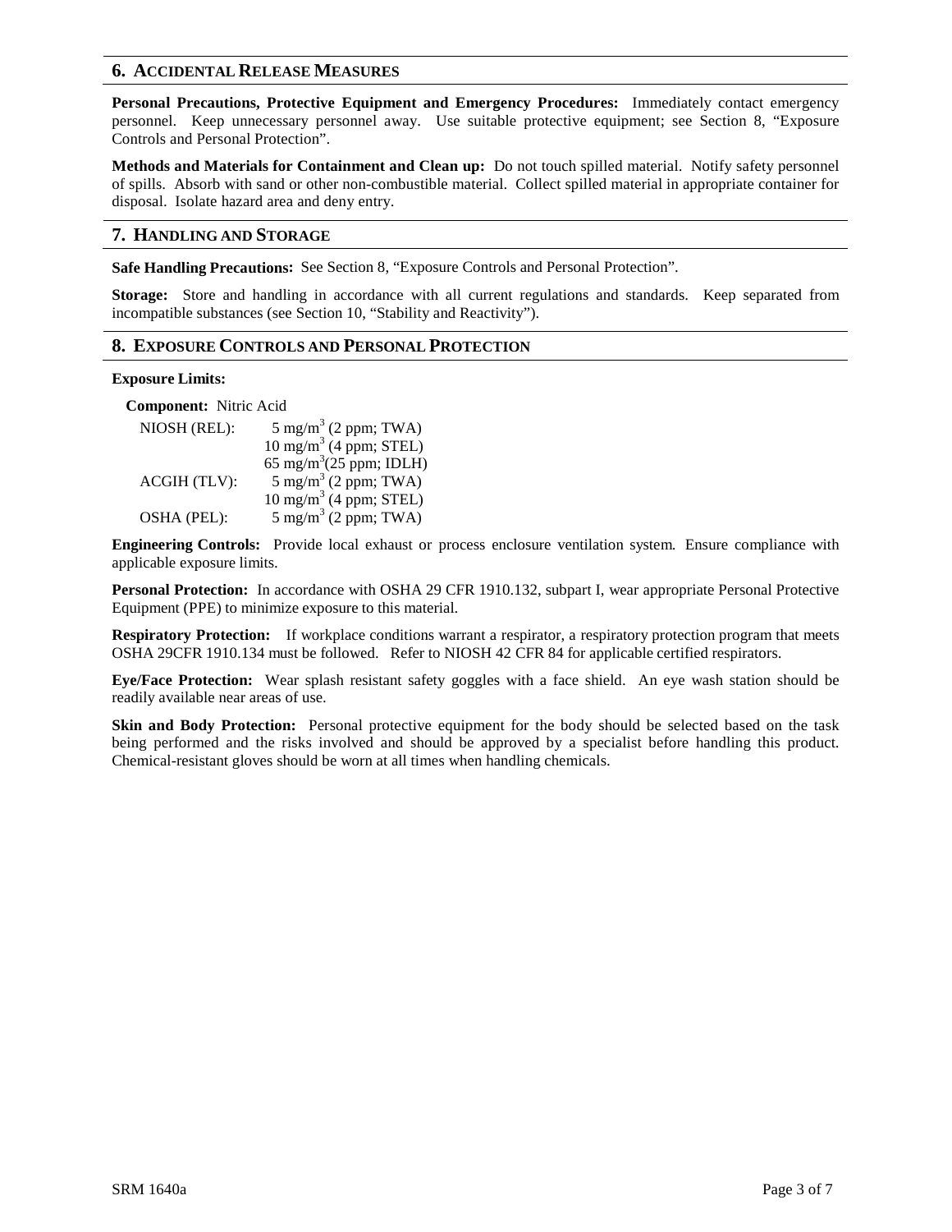## 6. Accidental Release Measures

**Personal Precautions, Protective Equipment and Emergency Procedures:** Immediately contact emergency personnel. Keep unnecessary personnel away. Use suitable protective equipment; see Section 8, "Exposure Controls and Personal Protection".

**Methods and Materials for Containment and Clean up:** Do not touch spilled material. Notify safety personnel of spills. Absorb with sand or other non-combustible material. Collect spilled material in appropriate container for disposal. Isolate hazard area and deny entry.

## 7. Handling and Storage

**Safe Handling Precautions:** See Section 8, "Exposure Controls and Personal Protection".

**Storage:** Store and handling in accordance with all current regulations and standards. Keep separated from incompatible substances (see Section 10, "Stability and Reactivity").

## 8. Exposure Controls and Personal Protection

**Exposure Limits:**

**Component:** Nitric Acid

| | |
|---|---|
| NIOSH (REL): | 5 mg/m$^3$ (2 ppm; TWA) |
| | 10 mg/m$^3$ (4 ppm; STEL) |
| | 65 mg/m$^3$(25 ppm; IDLH) |
| ACGIH (TLV): | 5 mg/m$^3$ (2 ppm; TWA) |
| | 10 mg/m$^3$ (4 ppm; STEL) |
| OSHA (PEL): | 5 mg/m$^3$ (2 ppm; TWA) |

**Engineering Controls:** Provide local exhaust or process enclosure ventilation system. Ensure compliance with applicable exposure limits.

**Personal Protection:** In accordance with OSHA 29 CFR 1910.132, subpart I, wear appropriate Personal Protective Equipment (PPE) to minimize exposure to this material.

**Respiratory Protection:** If workplace conditions warrant a respirator, a respiratory protection program that meets OSHA 29CFR 1910.134 must be followed. Refer to NIOSH 42 CFR 84 for applicable certified respirators.

**Eye/Face Protection:** Wear splash resistant safety goggles with a face shield. An eye wash station should be readily available near areas of use.

**Skin and Body Protection:** Personal protective equipment for the body should be selected based on the task being performed and the risks involved and should be approved by a specialist before handling this product. Chemical-resistant gloves should be worn at all times when handling chemicals.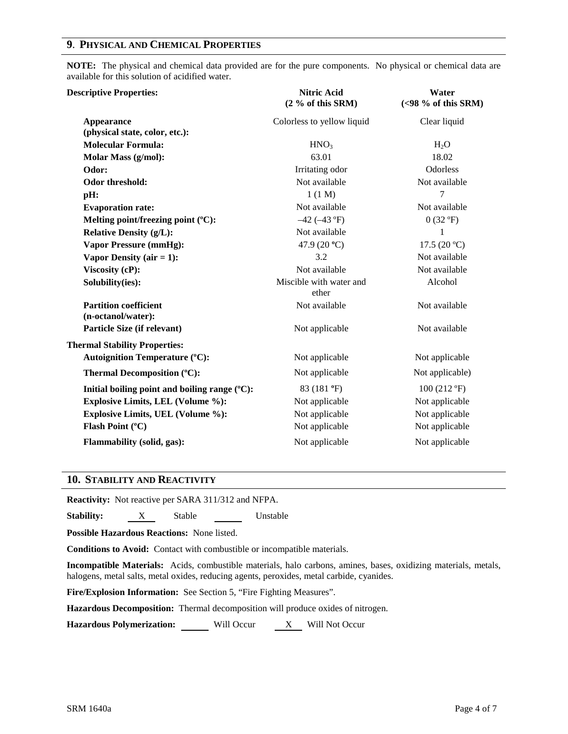## 9. PHYSICAL AND CHEMICAL PROPERTIES

**NOTE:** The physical and chemical data provided are for the pure components. No physical or chemical data are available for this solution of acidified water.

| Descriptive Properties: | Nitric Acid (2 % of this SRM) | Water (<98 % of this SRM) |
|---|---|---|
| **Appearance (physical state, color, etc.):** | Colorless to yellow liquid | Clear liquid |
| **Molecular Formula:** | $HNO_3$ | $H_2O$ |
| **Molar Mass (g/mol):** | 63.01 | 18.02 |
| **Odor:** | Irritating odor | Odorless |
| **Odor threshold:** | Not available | Not available |
| **pH:** | 1 (1 M) | 7 |
| **Evaporation rate:** | Not available | Not available |
| **Melting point/freezing point (ºC):** | –42 (–43 ºF) | 0 (32 ºF) |
| **Relative Density (g/L):** | Not available | 1 |
| **Vapor Pressure (mmHg):** | 47.9 (20 ºC) | 17.5 (20 ºC) |
| **Vapor Density (air = 1):** | 3.2 | Not available |
| **Viscosity (cP):** | Not available | Not available |
| **Solubility(ies):** | Miscible with water and ether | Alcohol |
| **Partition coefficient (n-octanol/water):** | Not available | Not available |
| **Particle Size (if relevant)** | Not applicable | Not available |
| **Thermal Stability Properties:** | | |
| **Autoignition Temperature (ºC):** | Not applicable | Not applicable |
| **Thermal Decomposition (ºC):** | Not applicable | Not applicable) |
| **Initial boiling point and boiling range (ºC):** | 83 (181 ºF) | 100 (212 ºF) |
| **Explosive Limits, LEL (Volume %):** | Not applicable | Not applicable |
| **Explosive Limits, UEL (Volume %):** | Not applicable | Not applicable |
| **Flash Point (ºC)** | Not applicable | Not applicable |
| **Flammability (solid, gas):** | Not applicable | Not applicable |

## 10. STABILITY AND REACTIVITY

**Reactivity:** Not reactive per SARA 311/312 and NFPA.

**Stability:** X Stable ____ Unstable

**Possible Hazardous Reactions:** None listed.

**Conditions to Avoid:** Contact with combustible or incompatible materials.

**Incompatible Materials:** Acids, combustible materials, halo carbons, amines, bases, oxidizing materials, metals, halogens, metal salts, metal oxides, reducing agents, peroxides, metal carbide, cyanides.

**Fire/Explosion Information:** See Section 5, "Fire Fighting Measures".

**Hazardous Decomposition:** Thermal decomposition will produce oxides of nitrogen.

**Hazardous Polymerization:** ____ Will Occur X Will Not Occur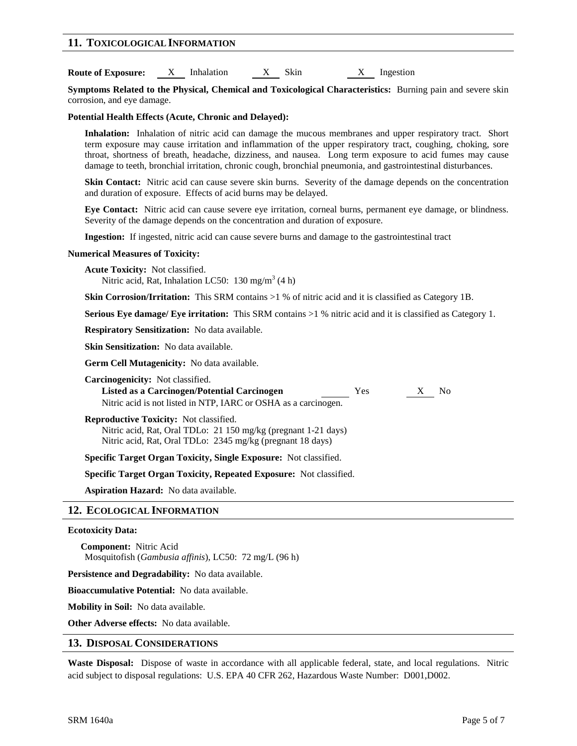## 11. Toxicological Information

**Route of Exposure:** X Inhalation X Skin X Ingestion

**Symptoms Related to the Physical, Chemical and Toxicological Characteristics:** Burning pain and severe skin corrosion, and eye damage.

**Potential Health Effects (Acute, Chronic and Delayed):**

**Inhalation:** Inhalation of nitric acid can damage the mucous membranes and upper respiratory tract. Short term exposure may cause irritation and inflammation of the upper respiratory tract, coughing, choking, sore throat, shortness of breath, headache, dizziness, and nausea. Long term exposure to acid fumes may cause damage to teeth, bronchial irritation, chronic cough, bronchial pneumonia, and gastrointestinal disturbances.

**Skin Contact:** Nitric acid can cause severe skin burns. Severity of the damage depends on the concentration and duration of exposure. Effects of acid burns may be delayed.

**Eye Contact:** Nitric acid can cause severe eye irritation, corneal burns, permanent eye damage, or blindness. Severity of the damage depends on the concentration and duration of exposure.

**Ingestion:** If ingested, nitric acid can cause severe burns and damage to the gastrointestinal tract

**Numerical Measures of Toxicity:**

**Acute Toxicity:** Not classified.
Nitric acid, Rat, Inhalation LC50: 130 mg/m$^3$ (4 h)

**Skin Corrosion/Irritation:** This SRM contains >1 % of nitric acid and it is classified as Category 1B.

**Serious Eye damage/ Eye irritation:** This SRM contains >1 % nitric acid and it is classified as Category 1.

**Respiratory Sensitization:** No data available.

**Skin Sensitization:** No data available.

**Germ Cell Mutagenicity:** No data available.

**Carcinogenicity:** Not classified.
**Listed as a Carcinogen/Potential Carcinogen** ___ Yes X No
Nitric acid is not listed in NTP, IARC or OSHA as a carcinogen.

**Reproductive Toxicity:** Not classified.
Nitric acid, Rat, Oral TDLo: 21 150 mg/kg (pregnant 1-21 days)
Nitric acid, Rat, Oral TDLo: 2345 mg/kg (pregnant 18 days)

**Specific Target Organ Toxicity, Single Exposure:** Not classified.

**Specific Target Organ Toxicity, Repeated Exposure:** Not classified.

**Aspiration Hazard:** No data available.

## 12. Ecological Information

**Ecotoxicity Data:**

**Component:** Nitric Acid
Mosquitofish (*Gambusia affinis*), LC50: 72 mg/L (96 h)

**Persistence and Degradability:** No data available.

**Bioaccumulative Potential:** No data available.

**Mobility in Soil:** No data available.

**Other Adverse effects:** No data available.

## 13. Disposal Considerations

**Waste Disposal:** Dispose of waste in accordance with all applicable federal, state, and local regulations. Nitric acid subject to disposal regulations: U.S. EPA 40 CFR 262, Hazardous Waste Number: D001,D002.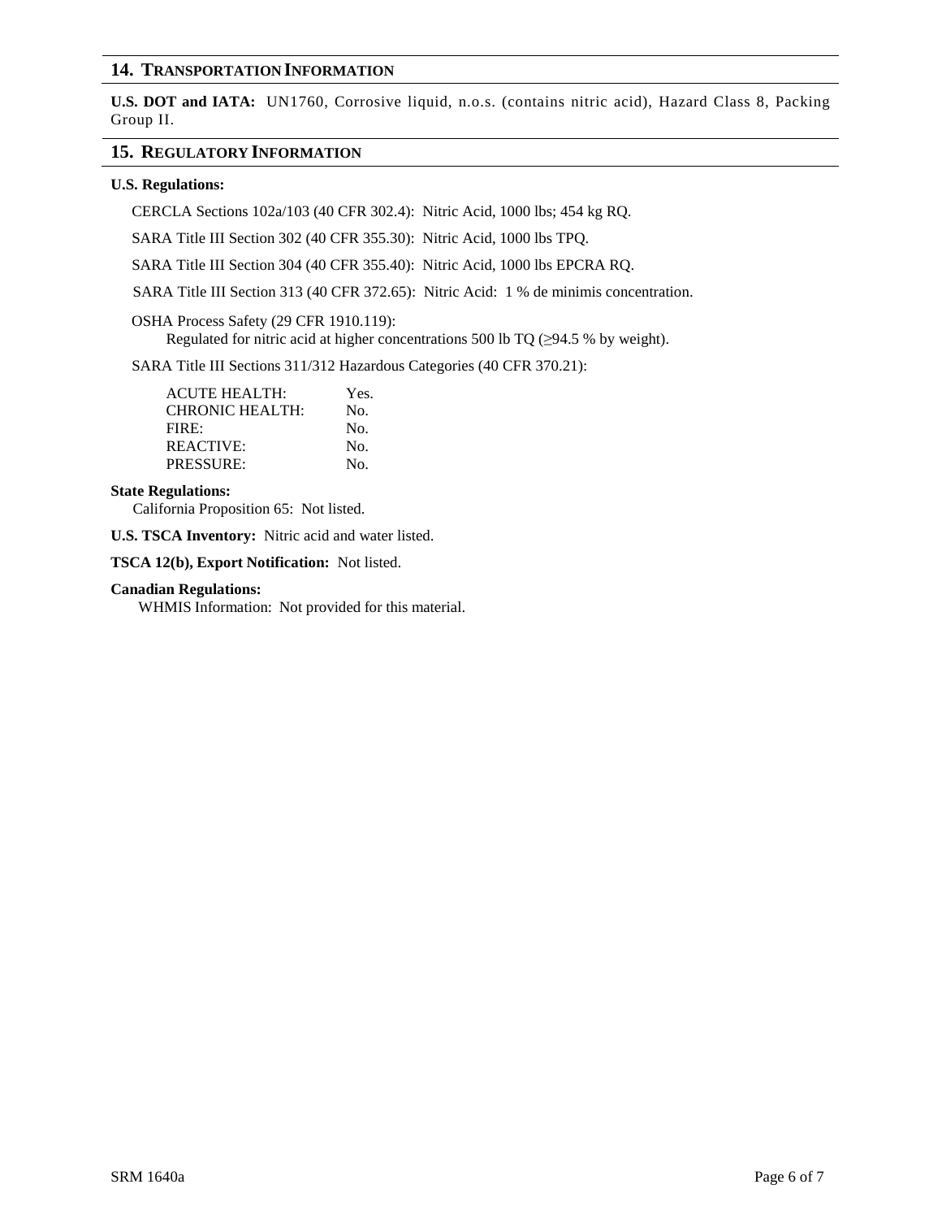## 14. TRANSPORTATION INFORMATION

**U.S. DOT and IATA:** UN1760, Corrosive liquid, n.o.s. (contains nitric acid), Hazard Class 8, Packing Group II.

## 15. REGULATORY INFORMATION

**U.S. Regulations:**

CERCLA Sections 102a/103 (40 CFR 302.4): Nitric Acid, 1000 lbs; 454 kg RQ.

SARA Title III Section 302 (40 CFR 355.30): Nitric Acid, 1000 lbs TPQ.

SARA Title III Section 304 (40 CFR 355.40): Nitric Acid, 1000 lbs EPCRA RQ.

SARA Title III Section 313 (40 CFR 372.65): Nitric Acid: 1 % de minimis concentration.

OSHA Process Safety (29 CFR 1910.119):
Regulated for nitric acid at higher concentrations 500 lb TQ (≥94.5 % by weight).

SARA Title III Sections 311/312 Hazardous Categories (40 CFR 370.21):

| | |
|---|---|
| ACUTE HEALTH: | Yes. |
| CHRONIC HEALTH: | No. |
| FIRE: | No. |
| REACTIVE: | No. |
| PRESSURE: | No. |

**State Regulations:**
California Proposition 65: Not listed.

**U.S. TSCA Inventory:** Nitric acid and water listed.

**TSCA 12(b), Export Notification:** Not listed.

**Canadian Regulations:**
WHMIS Information: Not provided for this material.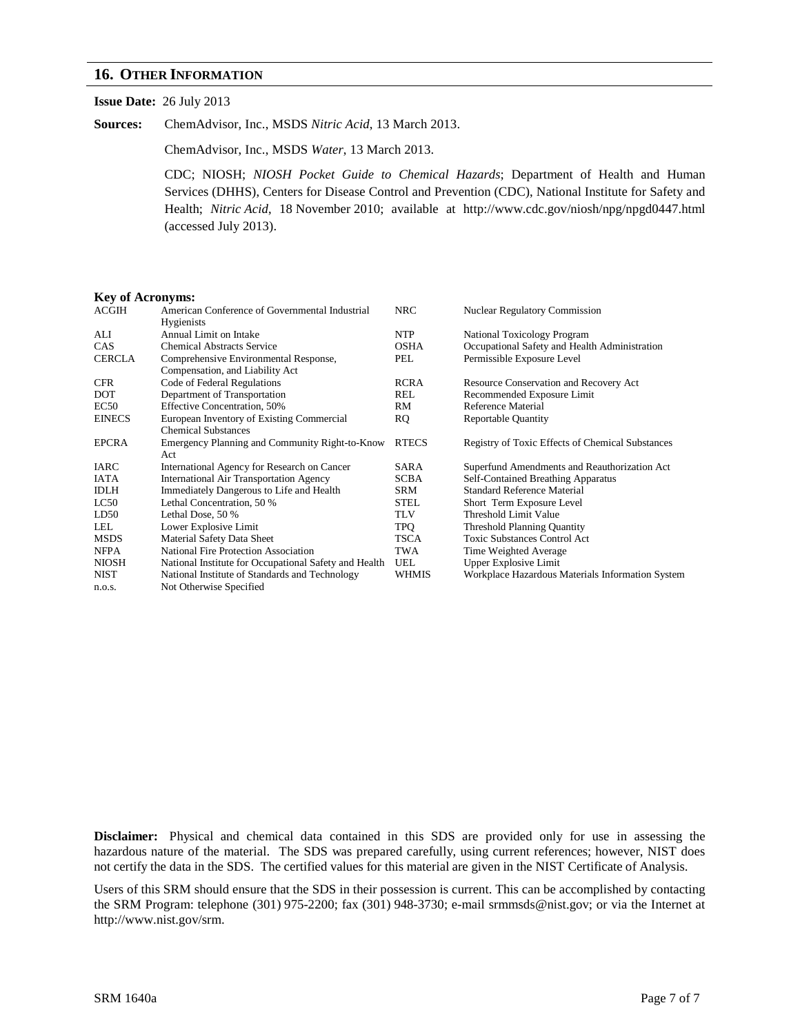## 16. OTHER INFORMATION

**Issue Date:** 26 July 2013

**Sources:** ChemAdvisor, Inc., MSDS *Nitric Acid*, 13 March 2013.

ChemAdvisor, Inc., MSDS *Water*, 13 March 2013.

CDC; NIOSH; *NIOSH Pocket Guide to Chemical Hazards*; Department of Health and Human Services (DHHS), Centers for Disease Control and Prevention (CDC), National Institute for Safety and Health; *Nitric Acid*, 18 November 2010; available at http://www.cdc.gov/niosh/npg/npgd0447.html (accessed July 2013).

**Key of Acronyms:**

| | | | |
|---|---|---|---|
| ACGIH | American Conference of Governmental Industrial Hygienists | NRC | Nuclear Regulatory Commission |
| ALI | Annual Limit on Intake | NTP | National Toxicology Program |
| CAS | Chemical Abstracts Service | OSHA | Occupational Safety and Health Administration |
| CERCLA | Comprehensive Environmental Response, Compensation, and Liability Act | PEL | Permissible Exposure Level |
| CFR | Code of Federal Regulations | RCRA | Resource Conservation and Recovery Act |
| DOT | Department of Transportation | REL | Recommended Exposure Limit |
| EC50 | Effective Concentration, 50% | RM | Reference Material |
| EINECS | European Inventory of Existing Commercial Chemical Substances | RQ | Reportable Quantity |
| EPCRA | Emergency Planning and Community Right-to-Know Act | RTECS | Registry of Toxic Effects of Chemical Substances |
| IARC | International Agency for Research on Cancer | SARA | Superfund Amendments and Reauthorization Act |
| IATA | International Air Transportation Agency | SCBA | Self-Contained Breathing Apparatus |
| IDLH | Immediately Dangerous to Life and Health | SRM | Standard Reference Material |
| LC50 | Lethal Concentration, 50 % | STEL | Short Term Exposure Level |
| LD50 | Lethal Dose, 50 % | TLV | Threshold Limit Value |
| LEL | Lower Explosive Limit | TPQ | Threshold Planning Quantity |
| MSDS | Material Safety Data Sheet | TSCA | Toxic Substances Control Act |
| NFPA | National Fire Protection Association | TWA | Time Weighted Average |
| NIOSH | National Institute for Occupational Safety and Health | UEL | Upper Explosive Limit |
| NIST | National Institute of Standards and Technology | WHMIS | Workplace Hazardous Materials Information System |
| n.o.s. | Not Otherwise Specified | | |

**Disclaimer:** Physical and chemical data contained in this SDS are provided only for use in assessing the hazardous nature of the material. The SDS was prepared carefully, using current references; however, NIST does not certify the data in the SDS. The certified values for this material are given in the NIST Certificate of Analysis.

Users of this SRM should ensure that the SDS in their possession is current. This can be accomplished by contacting the SRM Program: telephone (301) 975-2200; fax (301) 948-3730; e-mail srmmsds@nist.gov; or via the Internet at http://www.nist.gov/srm.